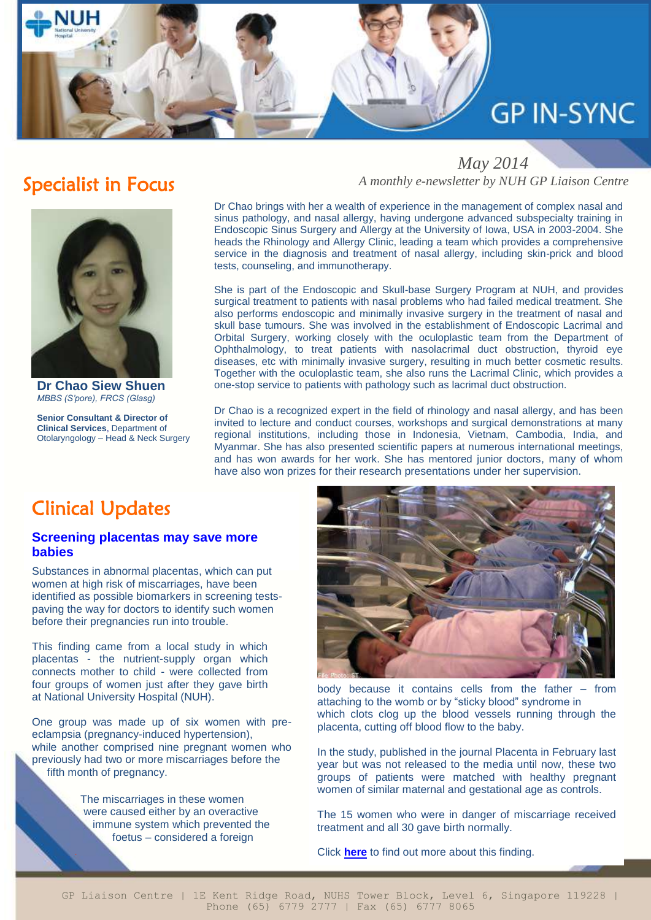# GP IN-SYNC

*May 2014*

*A monthly e-newsletter by NUH GP Liaison Centre*

## Specialist in Focus

**Dr Chao Siew Shuen**
*MBBS (S'pore), FRCS (Glasg)*

**Senior Consultant & Director of Clinical Services**, Department of Otolaryngology – Head & Neck Surgery

Dr Chao brings with her a wealth of experience in the management of complex nasal and sinus pathology, and nasal allergy, having undergone advanced subspecialty training in Endoscopic Sinus Surgery and Allergy at the University of Iowa, USA in 2003-2004. She heads the Rhinology and Allergy Clinic, leading a team which provides a comprehensive service in the diagnosis and treatment of nasal allergy, including skin-prick and blood tests, counseling, and immunotherapy.

She is part of the Endoscopic and Skull-base Surgery Program at NUH, and provides surgical treatment to patients with nasal problems who had failed medical treatment. She also performs endoscopic and minimally invasive surgery in the treatment of nasal and skull base tumours. She was involved in the establishment of Endoscopic Lacrimal and Orbital Surgery, working closely with the oculoplastic team from the Department of Ophthalmology, to treat patients with nasolacrimal duct obstruction, thyroid eye diseases, etc with minimally invasive surgery, resulting in much better cosmetic results. Together with the oculoplastic team, she also runs the Lacrimal Clinic, which provides a one-stop service to patients with pathology such as lacrimal duct obstruction.

Dr Chao is a recognized expert in the field of rhinology and nasal allergy, and has been invited to lecture and conduct courses, workshops and surgical demonstrations at many regional institutions, including those in Indonesia, Vietnam, Cambodia, India, and Myanmar. She has also presented scientific papers at numerous international meetings, and has won awards for her work. She has mentored junior doctors, many of whom have also won prizes for their research presentations under her supervision.

## Clinical Updates

### Screening placentas may save more babies

Substances in abnormal placentas, which can put women at high risk of miscarriages, have been identified as possible biomarkers in screening tests- paving the way for doctors to identify such women before their pregnancies run into trouble.

This finding came from a local study in which placentas - the nutrient-supply organ which connects mother to child - were collected from four groups of women just after they gave birth at National University Hospital (NUH).

One group was made up of six women with pre-eclampsia (pregnancy-induced hypertension), while another comprised nine pregnant women who previously had two or more miscarriages before the fifth month of pregnancy.

The miscarriages in these women were caused either by an overactive immune system which prevented the foetus – considered a foreign body because it contains cells from the father – from attaching to the womb or by "sticky blood" syndrome in which clots clog up the blood vessels running through the placenta, cutting off blood flow to the baby.

File Photo: ST

In the study, published in the journal Placenta in February last year but was not released to the media until now, these two groups of patients were matched with healthy pregnant women of similar maternal and gestational age as controls.

The 15 women who were in danger of miscarriage received treatment and all 30 gave birth normally.

Click **here** to find out more about this finding.

GP Liaison Centre | 1E Kent Ridge Road, NUHS Tower Block, Level 6, Singapore 119228 | Phone (65) 6779 2777 | Fax (65) 6777 8065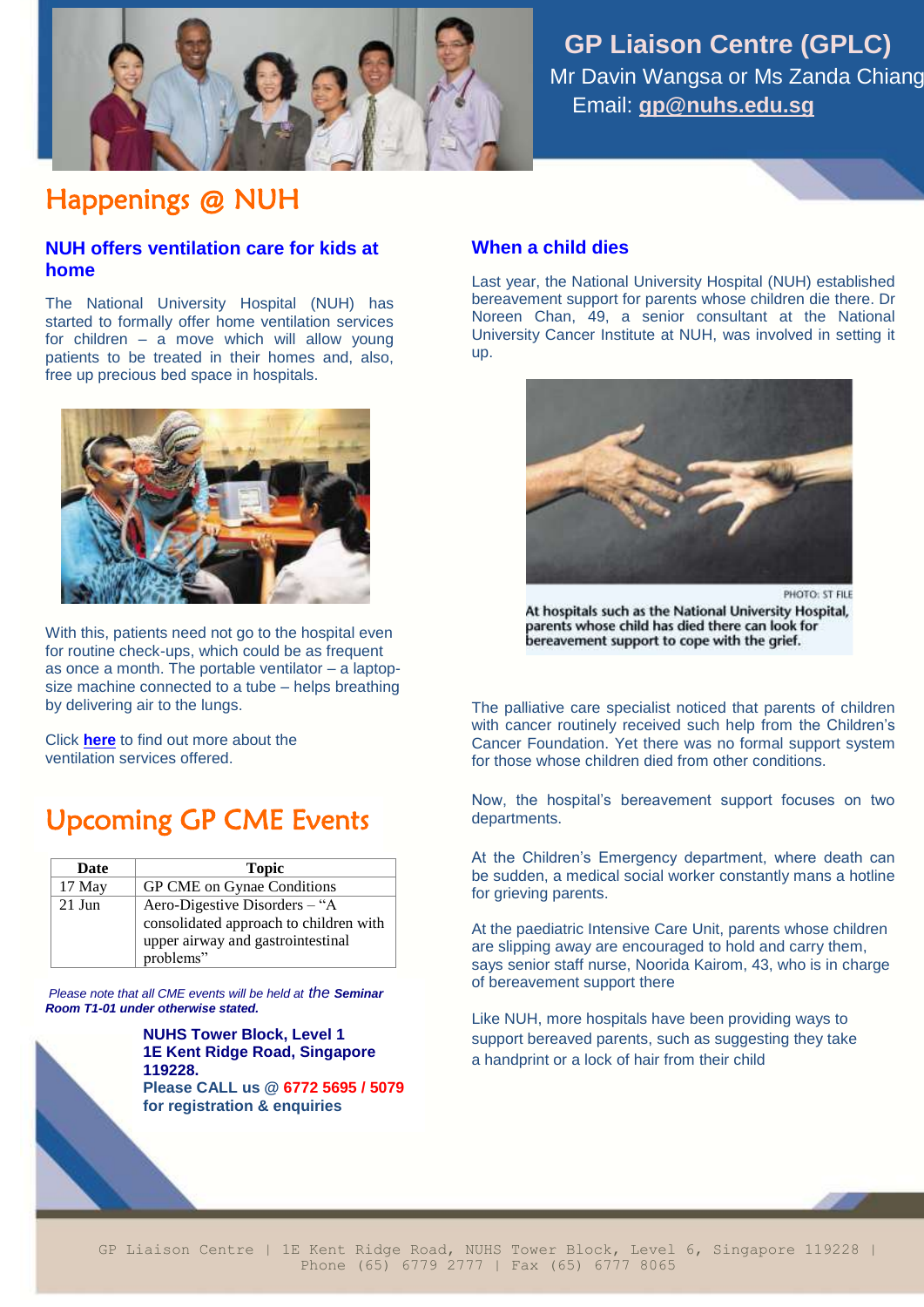## GP Liaison Centre (GPLC)

Mr Davin Wangsa or Ms Zanda Chiang

Email: **gp@nuhs.edu.sg**

# Happenings @ NUH

### NUH offers ventilation care for kids at home

The National University Hospital (NUH) has started to formally offer home ventilation services for children – a move which will allow young patients to be treated in their homes and, also, free up precious bed space in hospitals.

With this, patients need not go to the hospital even for routine check-ups, which could be as frequent as once a month. The portable ventilator – a laptop-size machine connected to a tube – helps breathing by delivering air to the lungs.

Click **here** to find out more about the ventilation services offered.

# Upcoming GP CME Events

| Date | Topic |
|---|---|
| 17 May | GP CME on Gynae Conditions |
| 21 Jun | Aero-Digestive Disorders – "A consolidated approach to children with upper airway and gastrointestinal problems" |

*Please note that all CME events will be held at the* ***Seminar Room T1-01 under otherwise stated.***

**NUHS Tower Block, Level 1**
**1E Kent Ridge Road, Singapore 119228.**
**Please CALL us @ 6772 5695 / 5079 for registration & enquiries**

### When a child dies

Last year, the National University Hospital (NUH) established bereavement support for parents whose children die there. Dr Noreen Chan, 49, a senior consultant at the National University Cancer Institute at NUH, was involved in setting it up.

PHOTO: ST FILE

At hospitals such as the National University Hospital, parents whose child has died there can look for bereavement support to cope with the grief.

The palliative care specialist noticed that parents of children with cancer routinely received such help from the Children's Cancer Foundation. Yet there was no formal support system for those whose children died from other conditions.

Now, the hospital's bereavement support focuses on two departments.

At the Children's Emergency department, where death can be sudden, a medical social worker constantly mans a hotline for grieving parents.

At the paediatric Intensive Care Unit, parents whose children are slipping away are encouraged to hold and carry them, says senior staff nurse, Noorida Kairom, 43, who is in charge of bereavement support there

Like NUH, more hospitals have been providing ways to support bereaved parents, such as suggesting they take a handprint or a lock of hair from their child

GP Liaison Centre | 1E Kent Ridge Road, NUHS Tower Block, Level 6, Singapore 119228 | Phone (65) 6779 2777 | Fax (65) 6777 8065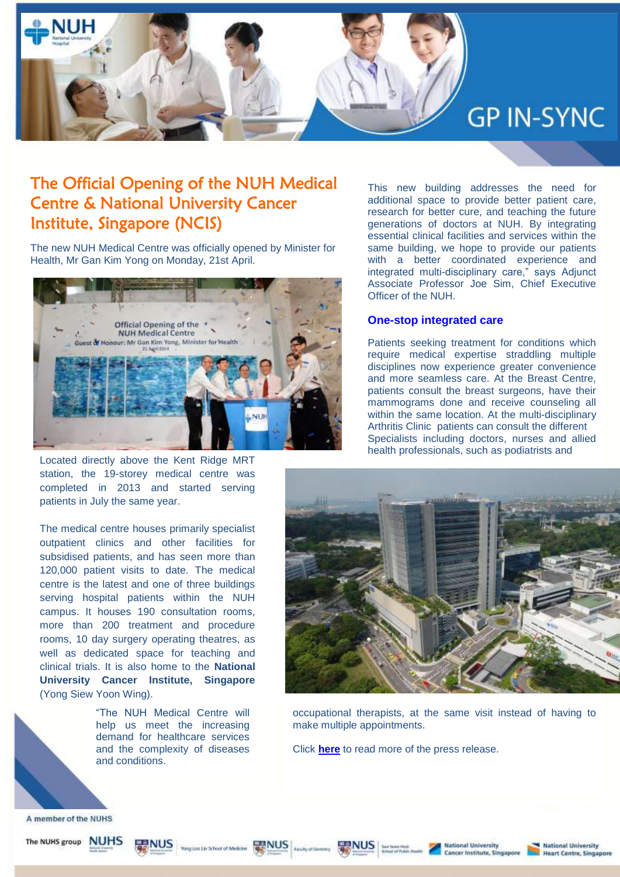# GP IN-SYNC

## The Official Opening of the NUH Medical Centre & National University Cancer Institute, Singapore (NCIS)

The new NUH Medical Centre was officially opened by Minister for Health, Mr Gan Kim Yong on Monday, 21st April.

Located directly above the Kent Ridge MRT station, the 19-storey medical centre was completed in 2013 and started serving patients in July the same year.

The medical centre houses primarily specialist outpatient clinics and other facilities for subsidised patients, and has seen more than 120,000 patient visits to date. The medical centre is the latest and one of three buildings serving hospital patients within the NUH campus. It houses 190 consultation rooms, more than 200 treatment and procedure rooms, 10 day surgery operating theatres, as well as dedicated space for teaching and clinical trials. It is also home to the **National University Cancer Institute, Singapore** (Yong Siew Yoon Wing).

"The NUH Medical Centre will help us meet the increasing demand for healthcare services and the complexity of diseases and conditions. This new building addresses the need for additional space to provide better patient care, research for better cure, and teaching the future generations of doctors at NUH. By integrating essential clinical facilities and services within the same building, we hope to provide our patients with a better coordinated experience and integrated multi-disciplinary care," says Adjunct Associate Professor Joe Sim, Chief Executive Officer of the NUH.

### One-stop integrated care

Patients seeking treatment for conditions which require medical expertise straddling multiple disciplines now experience greater convenience and more seamless care. At the Breast Centre, patients consult the breast surgeons, have their mammograms done and receive counseling all within the same location. At the multi-disciplinary Arthritis Clinic patients can consult the different Specialists including doctors, nurses and allied health professionals, such as podiatrists and occupational therapists, at the same visit instead of having to make multiple appointments.

Click **here** to read more of the press release.

A member of the NUHS